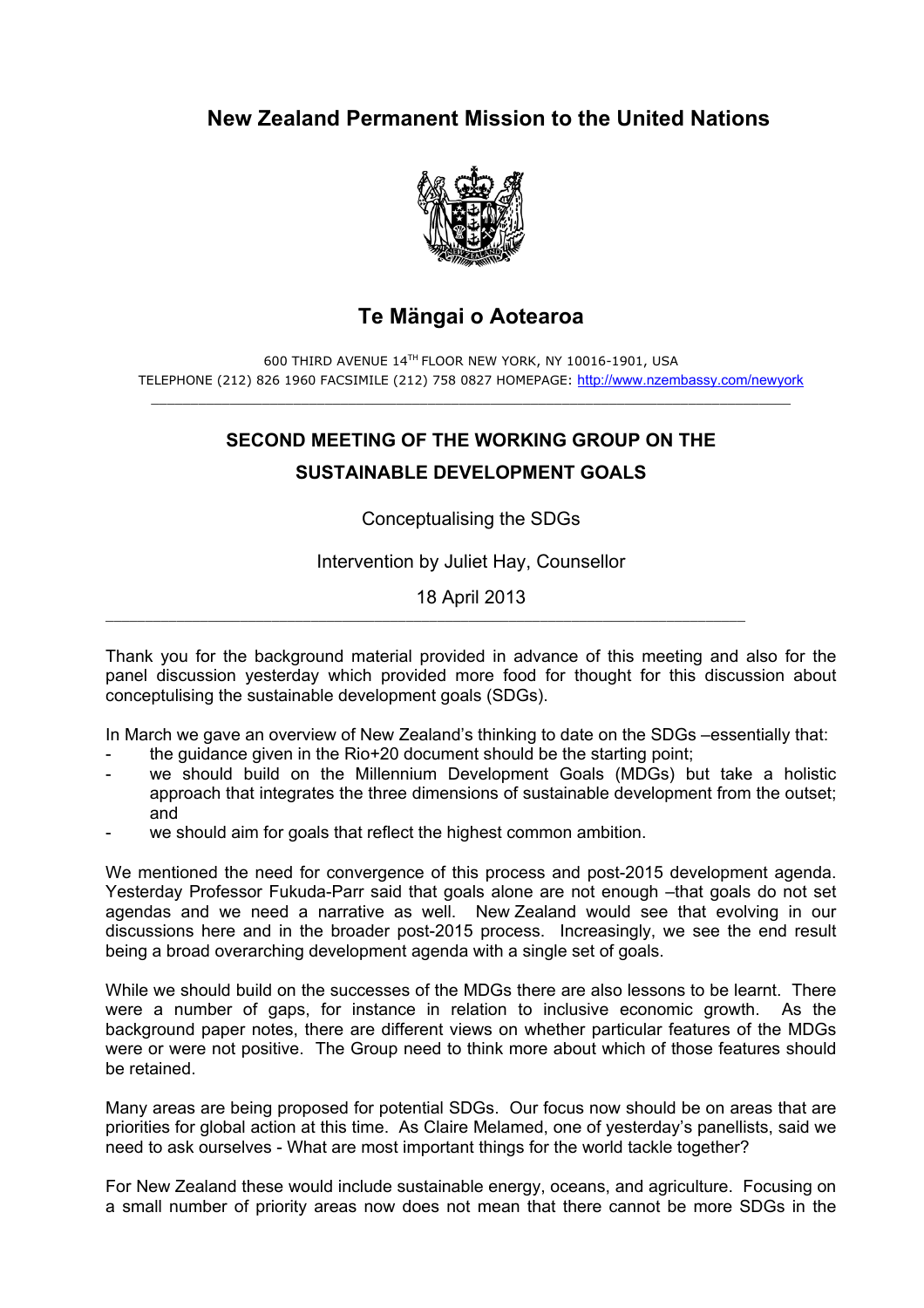# New Zealand Permanent Mission to the United Nations

## Te Mängai o Aotearoa

600 THIRD AVENUE 14TH FLOOR NEW YORK, NY 10016-1901, USA
TELEPHONE (212) 826 1960 FACSIMILE (212) 758 0827 HOMEPAGE: http://www.nzembassy.com/newyork

---

## SECOND MEETING OF THE WORKING GROUP ON THE SUSTAINABLE DEVELOPMENT GOALS

Conceptualising the SDGs

Intervention by Juliet Hay, Counsellor

18 April 2013

---

Thank you for the background material provided in advance of this meeting and also for the panel discussion yesterday which provided more food for thought for this discussion about conceptulising the sustainable development goals (SDGs).

In March we gave an overview of New Zealand's thinking to date on the SDGs –essentially that:

- the guidance given in the Rio+20 document should be the starting point;
- we should build on the Millennium Development Goals (MDGs) but take a holistic approach that integrates the three dimensions of sustainable development from the outset; and
- we should aim for goals that reflect the highest common ambition.

We mentioned the need for convergence of this process and post-2015 development agenda. Yesterday Professor Fukuda-Parr said that goals alone are not enough –that goals do not set agendas and we need a narrative as well. New Zealand would see that evolving in our discussions here and in the broader post-2015 process. Increasingly, we see the end result being a broad overarching development agenda with a single set of goals.

While we should build on the successes of the MDGs there are also lessons to be learnt. There were a number of gaps, for instance in relation to inclusive economic growth. As the background paper notes, there are different views on whether particular features of the MDGs were or were not positive. The Group need to think more about which of those features should be retained.

Many areas are being proposed for potential SDGs. Our focus now should be on areas that are priorities for global action at this time. As Claire Melamed, one of yesterday's panellists, said we need to ask ourselves - What are most important things for the world tackle together?

For New Zealand these would include sustainable energy, oceans, and agriculture. Focusing on a small number of priority areas now does not mean that there cannot be more SDGs in the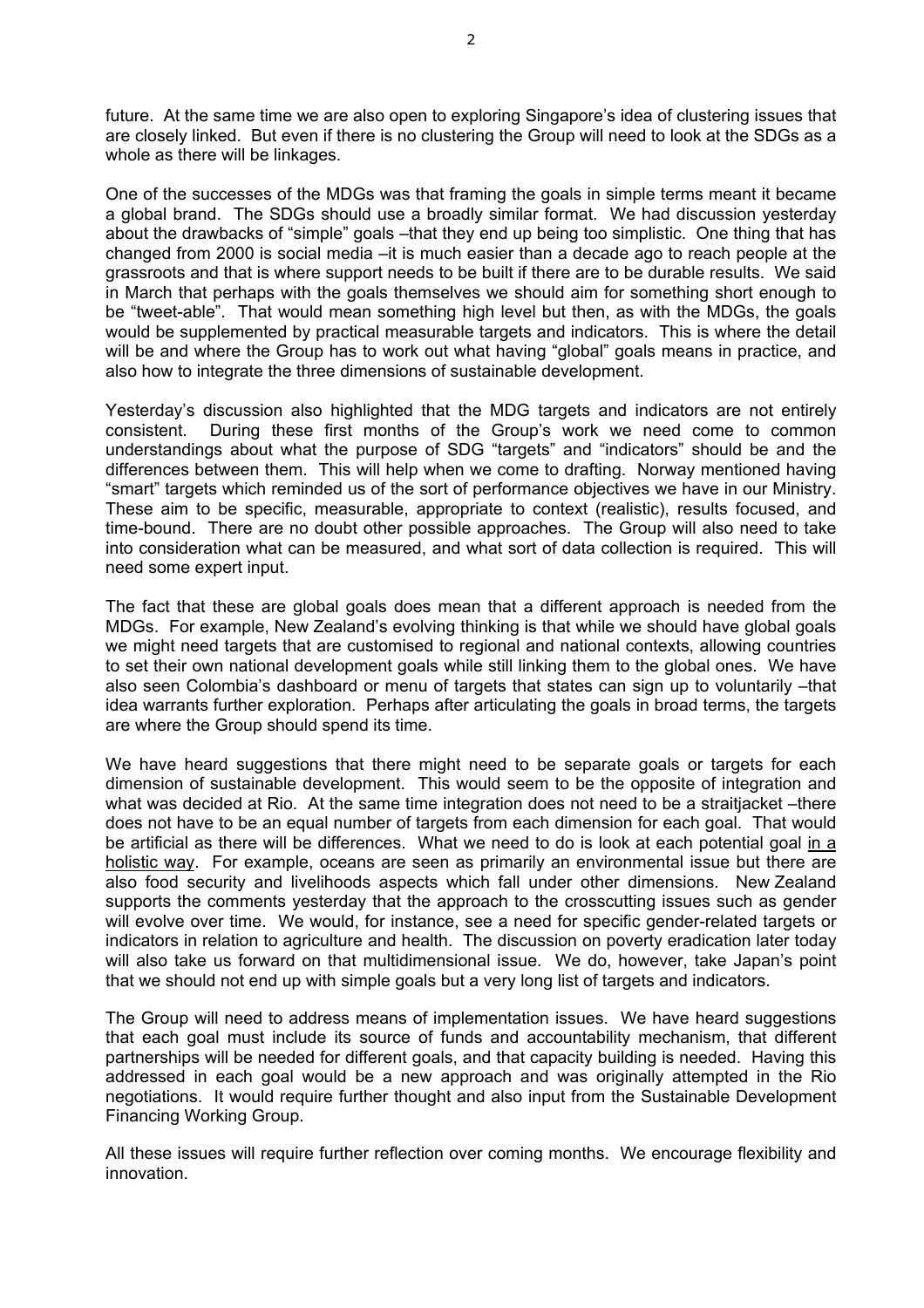future. At the same time we are also open to exploring Singapore's idea of clustering issues that are closely linked. But even if there is no clustering the Group will need to look at the SDGs as a whole as there will be linkages.

One of the successes of the MDGs was that framing the goals in simple terms meant it became a global brand. The SDGs should use a broadly similar format. We had discussion yesterday about the drawbacks of "simple" goals –that they end up being too simplistic. One thing that has changed from 2000 is social media –it is much easier than a decade ago to reach people at the grassroots and that is where support needs to be built if there are to be durable results. We said in March that perhaps with the goals themselves we should aim for something short enough to be "tweet-able". That would mean something high level but then, as with the MDGs, the goals would be supplemented by practical measurable targets and indicators. This is where the detail will be and where the Group has to work out what having "global" goals means in practice, and also how to integrate the three dimensions of sustainable development.

Yesterday's discussion also highlighted that the MDG targets and indicators are not entirely consistent. During these first months of the Group's work we need come to common understandings about what the purpose of SDG "targets" and "indicators" should be and the differences between them. This will help when we come to drafting. Norway mentioned having "smart" targets which reminded us of the sort of performance objectives we have in our Ministry. These aim to be specific, measurable, appropriate to context (realistic), results focused, and time-bound. There are no doubt other possible approaches. The Group will also need to take into consideration what can be measured, and what sort of data collection is required. This will need some expert input.

The fact that these are global goals does mean that a different approach is needed from the MDGs. For example, New Zealand's evolving thinking is that while we should have global goals we might need targets that are customised to regional and national contexts, allowing countries to set their own national development goals while still linking them to the global ones. We have also seen Colombia's dashboard or menu of targets that states can sign up to voluntarily –that idea warrants further exploration. Perhaps after articulating the goals in broad terms, the targets are where the Group should spend its time.

We have heard suggestions that there might need to be separate goals or targets for each dimension of sustainable development. This would seem to be the opposite of integration and what was decided at Rio. At the same time integration does not need to be a straitjacket –there does not have to be an equal number of targets from each dimension for each goal. That would be artificial as there will be differences. What we need to do is look at each potential goal in a holistic way. For example, oceans are seen as primarily an environmental issue but there are also food security and livelihoods aspects which fall under other dimensions. New Zealand supports the comments yesterday that the approach to the crosscutting issues such as gender will evolve over time. We would, for instance, see a need for specific gender-related targets or indicators in relation to agriculture and health. The discussion on poverty eradication later today will also take us forward on that multidimensional issue. We do, however, take Japan's point that we should not end up with simple goals but a very long list of targets and indicators.

The Group will need to address means of implementation issues. We have heard suggestions that each goal must include its source of funds and accountability mechanism, that different partnerships will be needed for different goals, and that capacity building is needed. Having this addressed in each goal would be a new approach and was originally attempted in the Rio negotiations. It would require further thought and also input from the Sustainable Development Financing Working Group.

All these issues will require further reflection over coming months. We encourage flexibility and innovation.